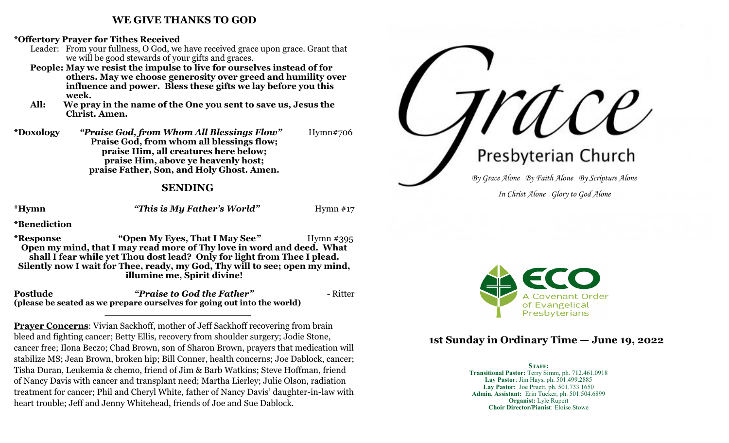## WE GIVE THANKS TO GOD

**\*Offertory Prayer for Tithes Received**

Leader: From your fullness, O God, we have received grace upon grace. Grant that we will be good stewards of your gifts and graces.

**People: May we resist the impulse to live for ourselves instead of for others. May we choose generosity over greed and humility over influence and power. Bless these gifts we lay before you this week.**

**All: We pray in the name of the One you sent to save us, Jesus the Christ. Amen.**

**\*Doxology** ***"Praise God, from Whom All Blessings Flow"*** Hymn#706

**Praise God, from whom all blessings flow;**
**praise Him, all creatures here below;**
**praise Him, above ye heavenly host;**
**praise Father, Son, and Holy Ghost. Amen.**

## SENDING

**\*Hymn** ***"This is My Father's World"*** Hymn #17

**\*Benediction**

**\*Response** **"Open My Eyes, That I May See"** Hymn #395

**Open my mind, that I may read more of Thy love in word and deed. What shall I fear while yet Thou dost lead? Only for light from Thee I plead. Silently now I wait for Thee, ready, my God, Thy will to see; open my mind, illumine me, Spirit divine!**

**Postlude** ***"Praise to God the Father"*** - Ritter

**(please be seated as we prepare ourselves for going out into the world)**

---

**Prayer Concerns**: Vivian Sackhoff, mother of Jeff Sackhoff recovering from brain bleed and fighting cancer; Betty Ellis, recovery from shoulder surgery; Jodie Stone, cancer free; Ilona Beczo; Chad Brown, son of Sharon Brown, prayers that medication will stabilize MS; Jean Brown, broken hip; Bill Conner, health concerns; Joe Dablock, cancer; Tisha Duran, Leukemia & chemo, friend of Jim & Barb Watkins; Steve Hoffman, friend of Nancy Davis with cancer and transplant need; Martha Lierley; Julie Olson, radiation treatment for cancer; Phil and Cheryl White, father of Nancy Davis' daughter-in-law with heart trouble; Jeff and Jenny Whitehead, friends of Joe and Sue Dablock.

# Grace Presbyterian Church

*By Grace Alone By Faith Alone By Scripture Alone*

*In Christ Alone Glory to God Alone*

ECO
A Covenant Order of Evangelical Presbyterians

## 1st Sunday in Ordinary Time — June 19, 2022

**STAFF:**

**Transitional Pastor:** Terry Simm, ph. 712.461.0918
**Lay Pastor**: Jim Hays, ph. 501.499.2885
**Lay Pastor:** Joe Pruett, ph. 501.733.1650
**Admin. Assistant:** Erin Tucker, ph. 501.504.6899
**Organist:** Lyle Rupert
**Choir Director/Pianist**: Eloise Stowe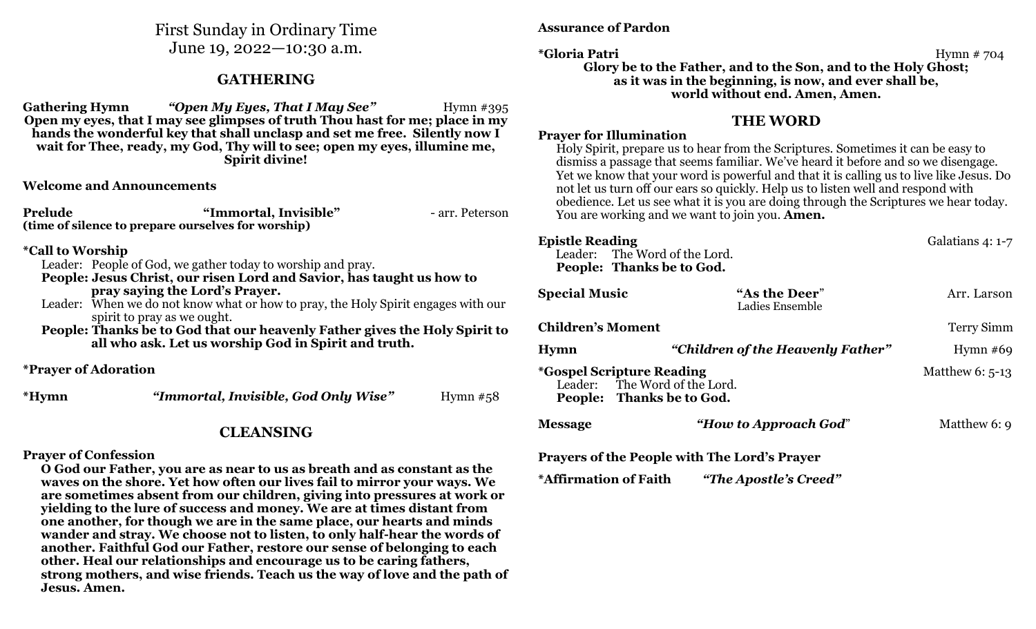First Sunday in Ordinary Time
June 19, 2022—10:30 a.m.

## GATHERING

**Gathering Hymn** *"Open My Eyes, That I May See"* Hymn #395

**Open my eyes, that I may see glimpses of truth Thou hast for me; place in my hands the wonderful key that shall unclasp and set me free. Silently now I wait for Thee, ready, my God, Thy will to see; open my eyes, illumine me, Spirit divine!**

**Welcome and Announcements**

**Prelude** **"Immortal, Invisible"** - arr. Peterson
**(time of silence to prepare ourselves for worship)**

**\*Call to Worship**

Leader: People of God, we gather today to worship and pray.
**People: Jesus Christ, our risen Lord and Savior, has taught us how to pray saying the Lord's Prayer.**
Leader: When we do not know what or how to pray, the Holy Spirit engages with our spirit to pray as we ought.
**People: Thanks be to God that our heavenly Father gives the Holy Spirit to all who ask. Let us worship God in Spirit and truth.**

**\*Prayer of Adoration**

**\*Hymn** *"Immortal, Invisible, God Only Wise"* Hymn #58

## CLEANSING

**Prayer of Confession**

**O God our Father, you are as near to us as breath and as constant as the waves on the shore. Yet how often our lives fail to mirror your ways. We are sometimes absent from our children, giving into pressures at work or yielding to the lure of success and money. We are at times distant from one another, for though we are in the same place, our hearts and minds wander and stray. We choose not to listen, to only half-hear the words of another. Faithful God our Father, restore our sense of belonging to each other. Heal our relationships and encourage us to be caring fathers, strong mothers, and wise friends. Teach us the way of love and the path of Jesus. Amen.**

**Assurance of Pardon**

**\*Gloria Patri** Hymn # 704

**Glory be to the Father, and to the Son, and to the Holy Ghost; as it was in the beginning, is now, and ever shall be, world without end. Amen, Amen.**

## THE WORD

**Prayer for Illumination**

Holy Spirit, prepare us to hear from the Scriptures. Sometimes it can be easy to dismiss a passage that seems familiar. We've heard it before and so we disengage. Yet we know that your word is powerful and that it is calling us to live like Jesus. Do not let us turn off our ears so quickly. Help us to listen well and respond with obedience. Let us see what it is you are doing through the Scriptures we hear today. You are working and we want to join you. **Amen.**

**Epistle Reading** Galatians 4: 1-7

Leader: The Word of the Lord.
**People: Thanks be to God.**

**Special Music** **"As the Deer"** Arr. Larson
Ladies Ensemble

**Children's Moment** Terry Simm

**Hymn** *"Children of the Heavenly Father"* Hymn #69

**\*Gospel Scripture Reading** Matthew 6: 5-13

Leader: The Word of the Lord.
**People: Thanks be to God.**

**Message** *"How to Approach God"* Matthew 6: 9

**Prayers of the People with The Lord's Prayer**

**\*Affirmation of Faith** *"The Apostle's Creed"*